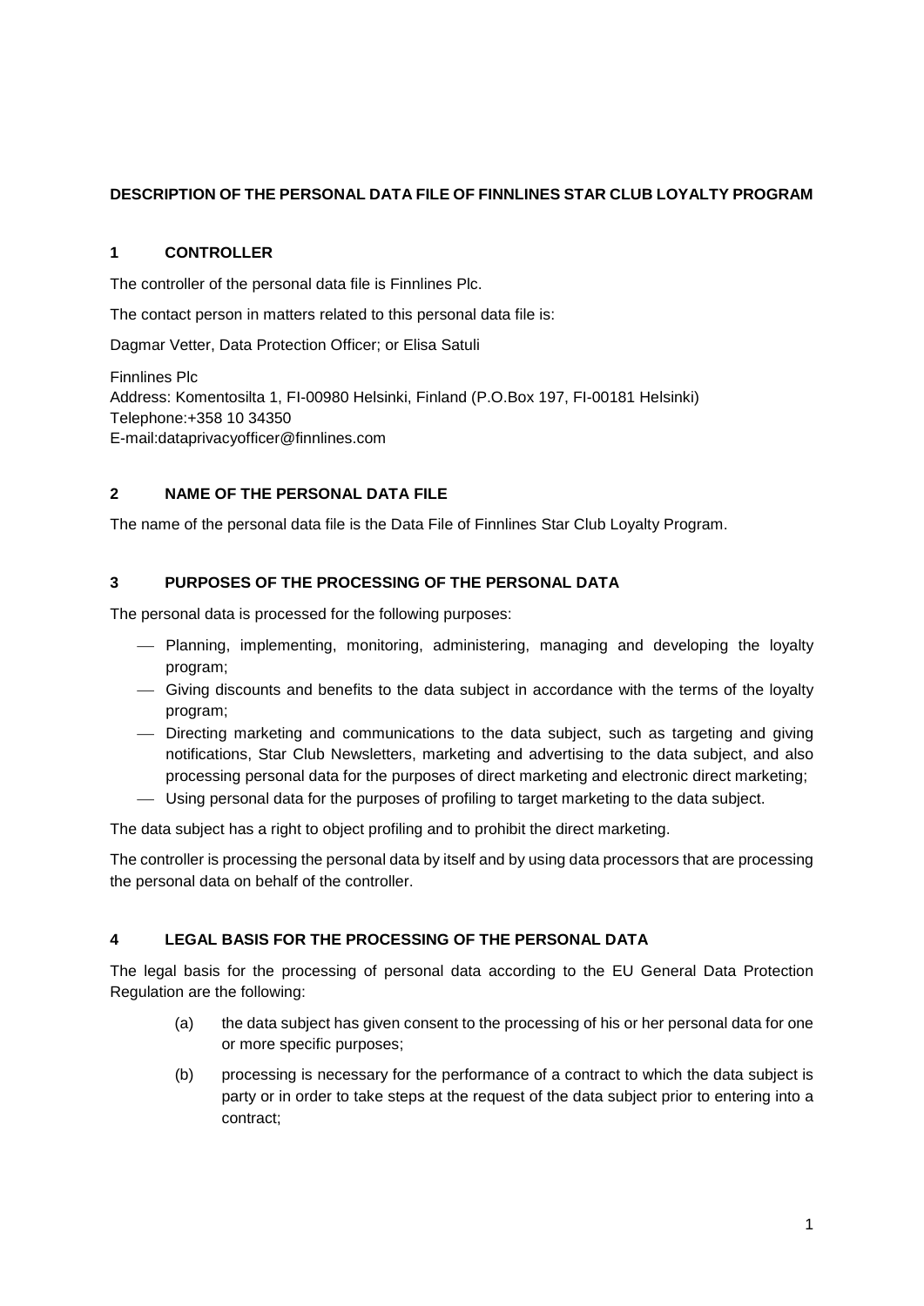**DESCRIPTION OF THE PERSONAL DATA FILE OF FINNLINES STAR CLUB LOYALTY PROGRAM**

## 1 CONTROLLER

The controller of the personal data file is Finnlines Plc.

The contact person in matters related to this personal data file is:

Dagmar Vetter, Data Protection Officer; or Elisa Satuli

Finnlines Plc
Address: Komentosilta 1, FI-00980 Helsinki, Finland (P.O.Box 197, FI-00181 Helsinki)
Telephone:+358 10 34350
E-mail:dataprivacyofficer@finnlines.com

## 2 NAME OF THE PERSONAL DATA FILE

The name of the personal data file is the Data File of Finnlines Star Club Loyalty Program.

## 3 PURPOSES OF THE PROCESSING OF THE PERSONAL DATA

The personal data is processed for the following purposes:

- Planning, implementing, monitoring, administering, managing and developing the loyalty program;
- Giving discounts and benefits to the data subject in accordance with the terms of the loyalty program;
- Directing marketing and communications to the data subject, such as targeting and giving notifications, Star Club Newsletters, marketing and advertising to the data subject, and also processing personal data for the purposes of direct marketing and electronic direct marketing;
- Using personal data for the purposes of profiling to target marketing to the data subject.

The data subject has a right to object profiling and to prohibit the direct marketing.

The controller is processing the personal data by itself and by using data processors that are processing the personal data on behalf of the controller.

## 4 LEGAL BASIS FOR THE PROCESSING OF THE PERSONAL DATA

The legal basis for the processing of personal data according to the EU General Data Protection Regulation are the following:

(a) the data subject has given consent to the processing of his or her personal data for one or more specific purposes;

(b) processing is necessary for the performance of a contract to which the data subject is party or in order to take steps at the request of the data subject prior to entering into a contract;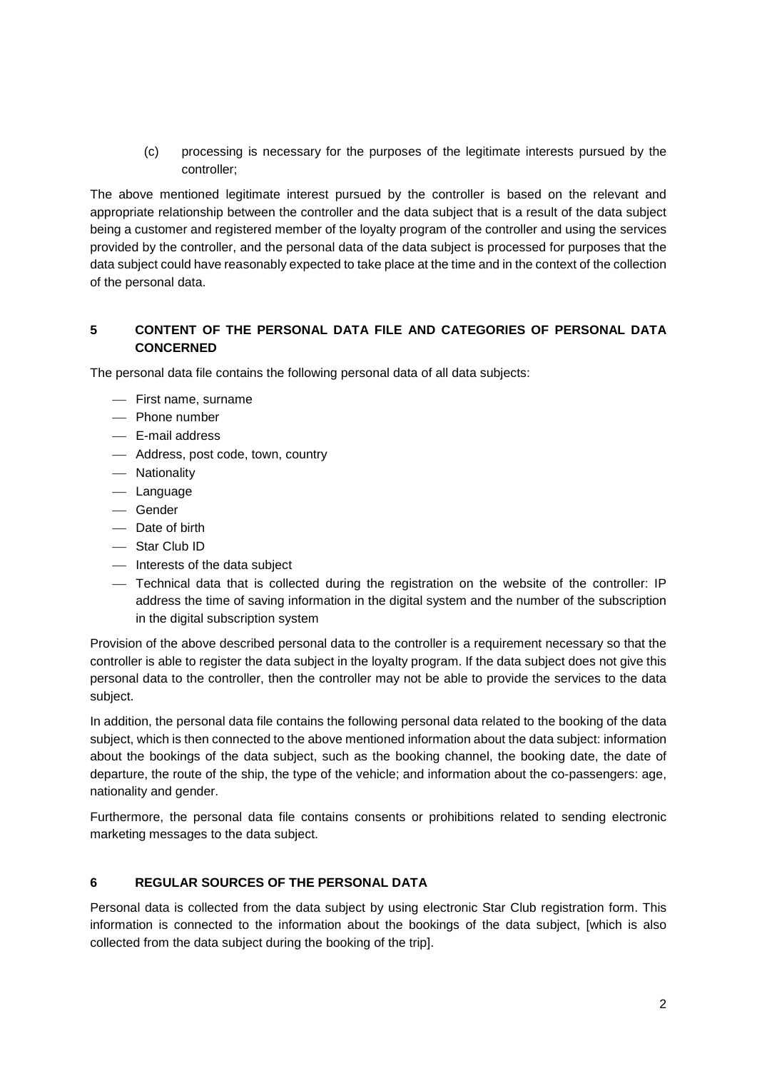(c) processing is necessary for the purposes of the legitimate interests pursued by the controller;

The above mentioned legitimate interest pursued by the controller is based on the relevant and appropriate relationship between the controller and the data subject that is a result of the data subject being a customer and registered member of the loyalty program of the controller and using the services provided by the controller, and the personal data of the data subject is processed for purposes that the data subject could have reasonably expected to take place at the time and in the context of the collection of the personal data.

## 5 CONTENT OF THE PERSONAL DATA FILE AND CATEGORIES OF PERSONAL DATA CONCERNED

The personal data file contains the following personal data of all data subjects:

- First name, surname
- Phone number
- E-mail address
- Address, post code, town, country
- Nationality
- Language
- Gender
- Date of birth
- Star Club ID
- Interests of the data subject
- Technical data that is collected during the registration on the website of the controller: IP address the time of saving information in the digital system and the number of the subscription in the digital subscription system

Provision of the above described personal data to the controller is a requirement necessary so that the controller is able to register the data subject in the loyalty program. If the data subject does not give this personal data to the controller, then the controller may not be able to provide the services to the data subject.

In addition, the personal data file contains the following personal data related to the booking of the data subject, which is then connected to the above mentioned information about the data subject: information about the bookings of the data subject, such as the booking channel, the booking date, the date of departure, the route of the ship, the type of the vehicle; and information about the co-passengers: age, nationality and gender.

Furthermore, the personal data file contains consents or prohibitions related to sending electronic marketing messages to the data subject.

## 6 REGULAR SOURCES OF THE PERSONAL DATA

Personal data is collected from the data subject by using electronic Star Club registration form. This information is connected to the information about the bookings of the data subject, [which is also collected from the data subject during the booking of the trip].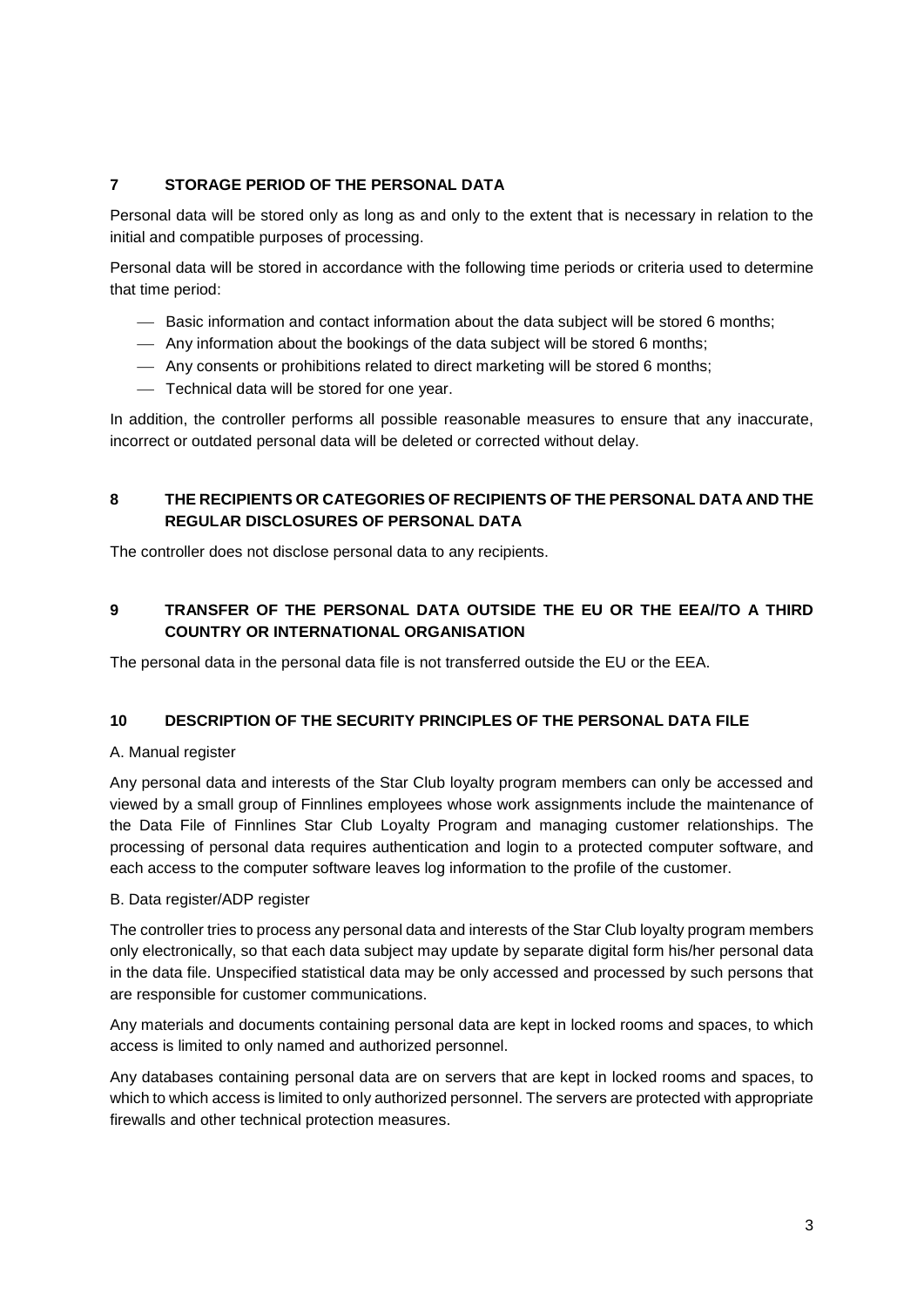## 7 STORAGE PERIOD OF THE PERSONAL DATA

Personal data will be stored only as long as and only to the extent that is necessary in relation to the initial and compatible purposes of processing.

Personal data will be stored in accordance with the following time periods or criteria used to determine that time period:

- Basic information and contact information about the data subject will be stored 6 months;
- Any information about the bookings of the data subject will be stored 6 months;
- Any consents or prohibitions related to direct marketing will be stored 6 months;
- Technical data will be stored for one year.

In addition, the controller performs all possible reasonable measures to ensure that any inaccurate, incorrect or outdated personal data will be deleted or corrected without delay.

## 8 THE RECIPIENTS OR CATEGORIES OF RECIPIENTS OF THE PERSONAL DATA AND THE REGULAR DISCLOSURES OF PERSONAL DATA

The controller does not disclose personal data to any recipients.

## 9 TRANSFER OF THE PERSONAL DATA OUTSIDE THE EU OR THE EEA//TO A THIRD COUNTRY OR INTERNATIONAL ORGANISATION

The personal data in the personal data file is not transferred outside the EU or the EEA.

## 10 DESCRIPTION OF THE SECURITY PRINCIPLES OF THE PERSONAL DATA FILE

A. Manual register

Any personal data and interests of the Star Club loyalty program members can only be accessed and viewed by a small group of Finnlines employees whose work assignments include the maintenance of the Data File of Finnlines Star Club Loyalty Program and managing customer relationships. The processing of personal data requires authentication and login to a protected computer software, and each access to the computer software leaves log information to the profile of the customer.

B. Data register/ADP register

The controller tries to process any personal data and interests of the Star Club loyalty program members only electronically, so that each data subject may update by separate digital form his/her personal data in the data file. Unspecified statistical data may be only accessed and processed by such persons that are responsible for customer communications.

Any materials and documents containing personal data are kept in locked rooms and spaces, to which access is limited to only named and authorized personnel.

Any databases containing personal data are on servers that are kept in locked rooms and spaces, to which to which access is limited to only authorized personnel. The servers are protected with appropriate firewalls and other technical protection measures.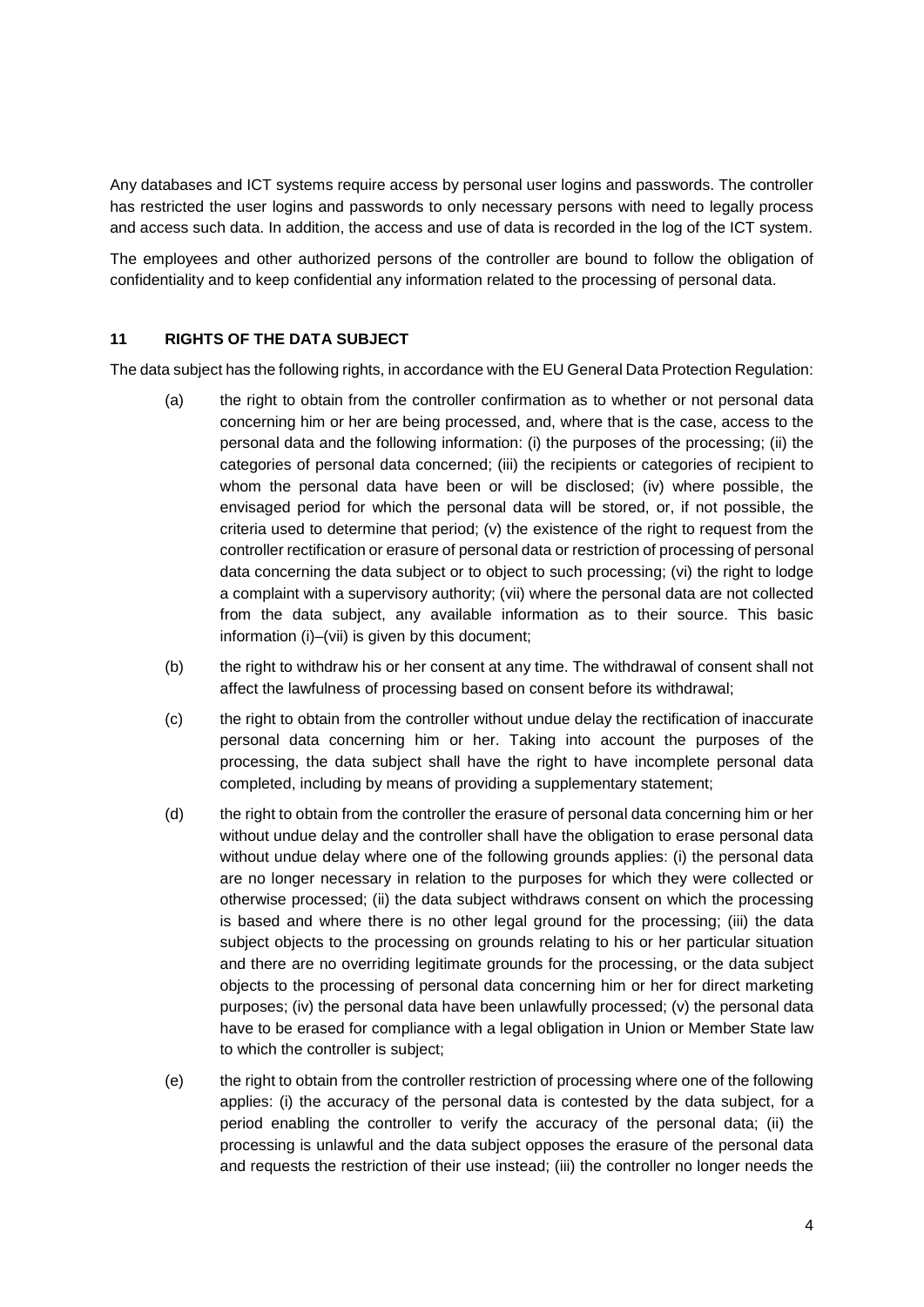Any databases and ICT systems require access by personal user logins and passwords. The controller has restricted the user logins and passwords to only necessary persons with need to legally process and access such data. In addition, the access and use of data is recorded in the log of the ICT system.

The employees and other authorized persons of the controller are bound to follow the obligation of confidentiality and to keep confidential any information related to the processing of personal data.

## 11 RIGHTS OF THE DATA SUBJECT

The data subject has the following rights, in accordance with the EU General Data Protection Regulation:

(a) the right to obtain from the controller confirmation as to whether or not personal data concerning him or her are being processed, and, where that is the case, access to the personal data and the following information: (i) the purposes of the processing; (ii) the categories of personal data concerned; (iii) the recipients or categories of recipient to whom the personal data have been or will be disclosed; (iv) where possible, the envisaged period for which the personal data will be stored, or, if not possible, the criteria used to determine that period; (v) the existence of the right to request from the controller rectification or erasure of personal data or restriction of processing of personal data concerning the data subject or to object to such processing; (vi) the right to lodge a complaint with a supervisory authority; (vii) where the personal data are not collected from the data subject, any available information as to their source. This basic information (i)–(vii) is given by this document;

(b) the right to withdraw his or her consent at any time. The withdrawal of consent shall not affect the lawfulness of processing based on consent before its withdrawal;

(c) the right to obtain from the controller without undue delay the rectification of inaccurate personal data concerning him or her. Taking into account the purposes of the processing, the data subject shall have the right to have incomplete personal data completed, including by means of providing a supplementary statement;

(d) the right to obtain from the controller the erasure of personal data concerning him or her without undue delay and the controller shall have the obligation to erase personal data without undue delay where one of the following grounds applies: (i) the personal data are no longer necessary in relation to the purposes for which they were collected or otherwise processed; (ii) the data subject withdraws consent on which the processing is based and where there is no other legal ground for the processing; (iii) the data subject objects to the processing on grounds relating to his or her particular situation and there are no overriding legitimate grounds for the processing, or the data subject objects to the processing of personal data concerning him or her for direct marketing purposes; (iv) the personal data have been unlawfully processed; (v) the personal data have to be erased for compliance with a legal obligation in Union or Member State law to which the controller is subject;

(e) the right to obtain from the controller restriction of processing where one of the following applies: (i) the accuracy of the personal data is contested by the data subject, for a period enabling the controller to verify the accuracy of the personal data; (ii) the processing is unlawful and the data subject opposes the erasure of the personal data and requests the restriction of their use instead; (iii) the controller no longer needs the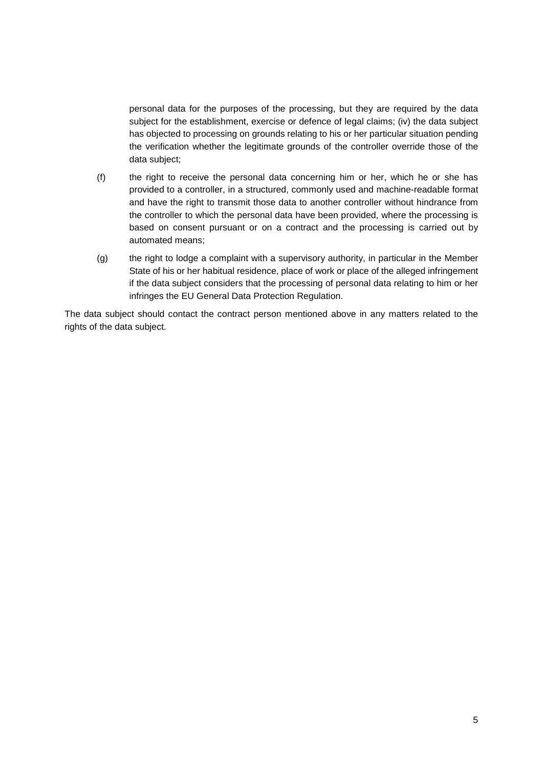personal data for the purposes of the processing, but they are required by the data subject for the establishment, exercise or defence of legal claims; (iv) the data subject has objected to processing on grounds relating to his or her particular situation pending the verification whether the legitimate grounds of the controller override those of the data subject;

(f) the right to receive the personal data concerning him or her, which he or she has provided to a controller, in a structured, commonly used and machine-readable format and have the right to transmit those data to another controller without hindrance from the controller to which the personal data have been provided, where the processing is based on consent pursuant or on a contract and the processing is carried out by automated means;

(g) the right to lodge a complaint with a supervisory authority, in particular in the Member State of his or her habitual residence, place of work or place of the alleged infringement if the data subject considers that the processing of personal data relating to him or her infringes the EU General Data Protection Regulation.

The data subject should contact the contract person mentioned above in any matters related to the rights of the data subject.